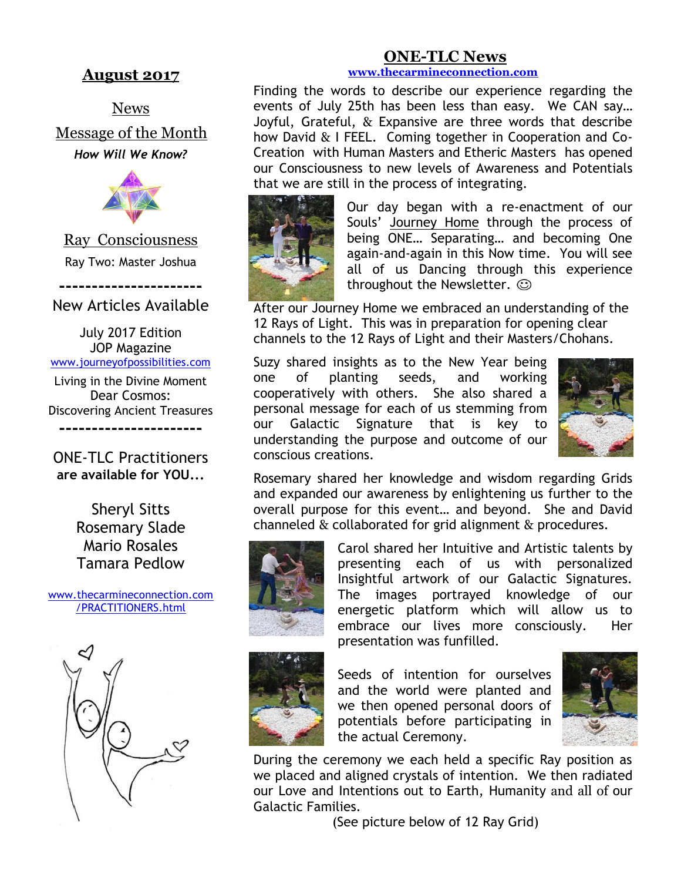## August 2017

News

Message of the Month

***How Will We Know?***

Ray Consciousness

Ray Two: Master Joshua

----------------------

New Articles Available

July 2017 Edition
JOP Magazine
www.journeyofpossibilities.com

Living in the Divine Moment
Dear Cosmos:
Discovering Ancient Treasures

----------------------

ONE-TLC Practitioners
**are available for YOU...**

Sheryl Sitts
Rosemary Slade
Mario Rosales
Tamara Pedlow

www.thecarmineconnection.com/PRACTITIONERS.html

# ONE-TLC News

**www.thecarmineconnection.com**

Finding the words to describe our experience regarding the events of July 25th has been less than easy. We CAN say… Joyful, Grateful, & Expansive are three words that describe how David & I FEEL. Coming together in Cooperation and Co-Creation with Human Masters and Etheric Masters has opened our Consciousness to new levels of Awareness and Potentials that we are still in the process of integrating.

Our day began with a re-enactment of our Souls' Journey Home through the process of being ONE… Separating… and becoming One again-and-again in this Now time. You will see all of us Dancing through this experience throughout the Newsletter. ☺

After our Journey Home we embraced an understanding of the 12 Rays of Light. This was in preparation for opening clear channels to the 12 Rays of Light and their Masters/Chohans.

Suzy shared insights as to the New Year being one of planting seeds, and working cooperatively with others. She also shared a personal message for each of us stemming from our Galactic Signature that is key to understanding the purpose and outcome of our conscious creations.

Rosemary shared her knowledge and wisdom regarding Grids and expanded our awareness by enlightening us further to the overall purpose for this event… and beyond. She and David channeled & collaborated for grid alignment & procedures.

Carol shared her Intuitive and Artistic talents by presenting each of us with personalized Insightful artwork of our Galactic Signatures. The images portrayed knowledge of our energetic platform which will allow us to embrace our lives more consciously. Her presentation was funfilled.

Seeds of intention for ourselves and the world were planted and we then opened personal doors of potentials before participating in the actual Ceremony.

During the ceremony we each held a specific Ray position as we placed and aligned crystals of intention. We then radiated our Love and Intentions out to Earth, Humanity and all of our Galactic Families.

(See picture below of 12 Ray Grid)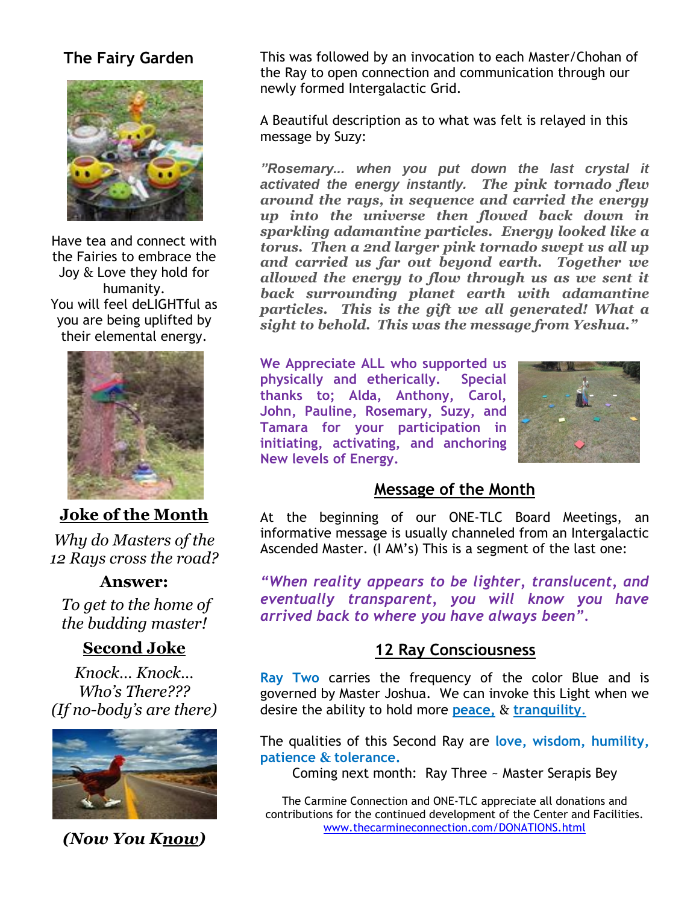## The Fairy Garden

Have tea and connect with the Fairies to embrace the Joy & Love they hold for humanity.
You will feel deLIGHTful as you are being uplifted by their elemental energy.

## Joke of the Month

*Why do Masters of the 12 Rays cross the road?*

**Answer:**

*To get to the home of the budding master!*

## Second Joke

*Knock… Knock…*
*Who's There???*
*(If no-body's are there)*

***(Now You Know)***

This was followed by an invocation to each Master/Chohan of the Ray to open connection and communication through our newly formed Intergalactic Grid.

A Beautiful description as to what was felt is relayed in this message by Suzy:

***"Rosemary… when you put down the last crystal it activated the energy instantly. The pink tornado flew around the rays, in sequence and carried the energy up into the universe then flowed back down in sparkling adamantine particles. Energy looked like a torus. Then a 2nd larger pink tornado swept us all up and carried us far out beyond earth. Together we allowed the energy to flow through us as we sent it back surrounding planet earth with adamantine particles. This is the gift we all generated! What a sight to behold. This was the message from Yeshua."***

**We Appreciate ALL who supported us physically and etherically. Special thanks to; Alda, Anthony, Carol, John, Pauline, Rosemary, Suzy, and Tamara for your participation in initiating, activating, and anchoring New levels of Energy.**

## Message of the Month

At the beginning of our ONE-TLC Board Meetings, an informative message is usually channeled from an Intergalactic Ascended Master. (I AM's) This is a segment of the last one:

***"When reality appears to be lighter, translucent, and eventually transparent, you will know you have arrived back to where you have always been".***

## 12 Ray Consciousness

**Ray Two** carries the frequency of the color Blue and is governed by Master Joshua. We can invoke this Light when we desire the ability to hold more **peace,** & **tranquility**.

The qualities of this Second Ray are **love, wisdom, humility, patience & tolerance.**

Coming next month: Ray Three ~ Master Serapis Bey

The Carmine Connection and ONE-TLC appreciate all donations and contributions for the continued development of the Center and Facilities.
www.thecarmineconnection.com/DONATIONS.html